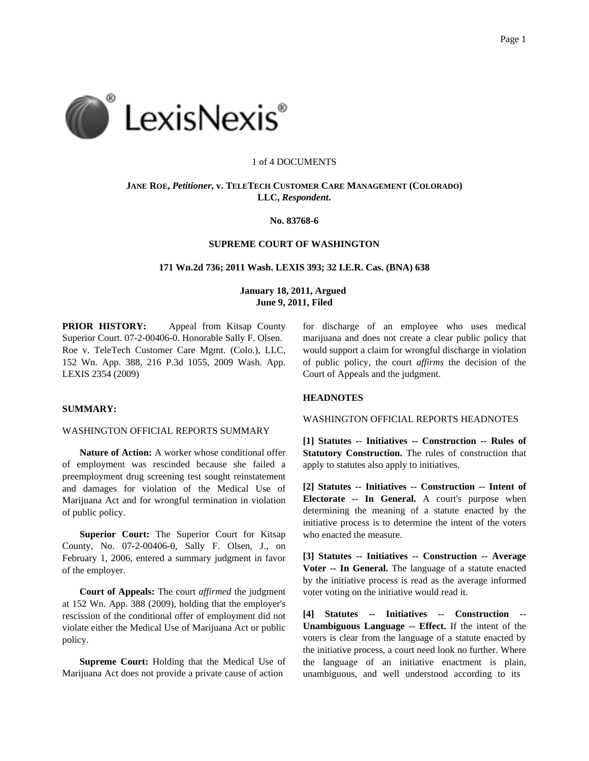1 of 4 DOCUMENTS

**JANE ROE, *Petitioner*, v. TELETECH CUSTOMER CARE MANAGEMENT (COLORADO) LLC, *Respondent*.**

**No. 83768-6**

**SUPREME COURT OF WASHINGTON**

**171 Wn.2d 736; 2011 Wash. LEXIS 393; 32 I.E.R. Cas. (BNA) 638**

**January 18, 2011, Argued**
**June 9, 2011, Filed**

**PRIOR HISTORY:** Appeal from Kitsap County Superior Court. 07-2-00406-0. Honorable Sally F. Olsen. Roe v. TeleTech Customer Care Mgmt. (Colo.), LLC, 152 Wn. App. 388, 216 P.3d 1055, 2009 Wash. App. LEXIS 2354 (2009)

**SUMMARY:**

WASHINGTON OFFICIAL REPORTS SUMMARY

**Nature of Action:** A worker whose conditional offer of employment was rescinded because she failed a preemployment drug screening test sought reinstatement and damages for violation of the Medical Use of Marijuana Act and for wrongful termination in violation of public policy.

**Superior Court:** The Superior Court for Kitsap County, No. 07-2-00406-0, Sally F. Olsen, J., on February 1, 2006, entered a summary judgment in favor of the employer.

**Court of Appeals:** The court *affirmed* the judgment at 152 Wn. App. 388 (2009), holding that the employer's rescission of the conditional offer of employment did not violate either the Medical Use of Marijuana Act or public policy.

**Supreme Court:** Holding that the Medical Use of Marijuana Act does not provide a private cause of action for discharge of an employee who uses medical marijuana and does not create a clear public policy that would support a claim for wrongful discharge in violation of public policy, the court *affirms* the decision of the Court of Appeals and the judgment.

**HEADNOTES**

WASHINGTON OFFICIAL REPORTS HEADNOTES

**[1] Statutes -- Initiatives -- Construction -- Rules of Statutory Construction.** The rules of construction that apply to statutes also apply to initiatives.

**[2] Statutes -- Initiatives -- Construction -- Intent of Electorate -- In General.** A court's purpose when determining the meaning of a statute enacted by the initiative process is to determine the intent of the voters who enacted the measure.

**[3] Statutes -- Initiatives -- Construction -- Average Voter -- In General.** The language of a statute enacted by the initiative process is read as the average informed voter voting on the initiative would read it.

**[4] Statutes -- Initiatives -- Construction -- Unambiguous Language -- Effect.** If the intent of the voters is clear from the language of a statute enacted by the initiative process, a court need look no further. Where the language of an initiative enactment is plain, unambiguous, and well understood according to its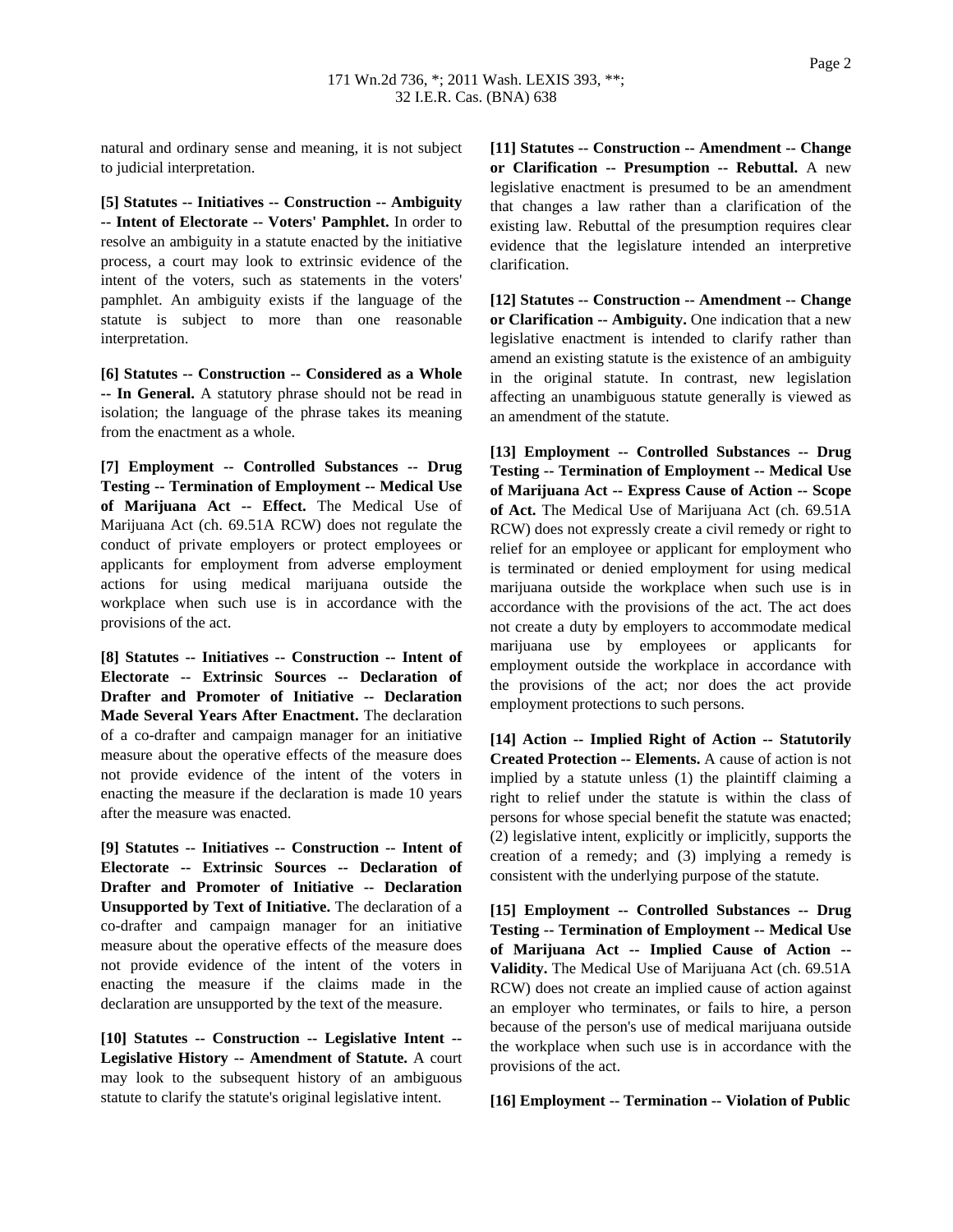natural and ordinary sense and meaning, it is not subject to judicial interpretation.

**[5] Statutes -- Initiatives -- Construction -- Ambiguity -- Intent of Electorate -- Voters' Pamphlet.** In order to resolve an ambiguity in a statute enacted by the initiative process, a court may look to extrinsic evidence of the intent of the voters, such as statements in the voters' pamphlet. An ambiguity exists if the language of the statute is subject to more than one reasonable interpretation.

**[6] Statutes -- Construction -- Considered as a Whole -- In General.** A statutory phrase should not be read in isolation; the language of the phrase takes its meaning from the enactment as a whole.

**[7] Employment -- Controlled Substances -- Drug Testing -- Termination of Employment -- Medical Use of Marijuana Act -- Effect.** The Medical Use of Marijuana Act (ch. 69.51A RCW) does not regulate the conduct of private employers or protect employees or applicants for employment from adverse employment actions for using medical marijuana outside the workplace when such use is in accordance with the provisions of the act.

**[8] Statutes -- Initiatives -- Construction -- Intent of Electorate -- Extrinsic Sources -- Declaration of Drafter and Promoter of Initiative -- Declaration Made Several Years After Enactment.** The declaration of a co-drafter and campaign manager for an initiative measure about the operative effects of the measure does not provide evidence of the intent of the voters in enacting the measure if the declaration is made 10 years after the measure was enacted.

**[9] Statutes -- Initiatives -- Construction -- Intent of Electorate -- Extrinsic Sources -- Declaration of Drafter and Promoter of Initiative -- Declaration Unsupported by Text of Initiative.** The declaration of a co-drafter and campaign manager for an initiative measure about the operative effects of the measure does not provide evidence of the intent of the voters in enacting the measure if the claims made in the declaration are unsupported by the text of the measure.

**[10] Statutes -- Construction -- Legislative Intent -- Legislative History -- Amendment of Statute.** A court may look to the subsequent history of an ambiguous statute to clarify the statute's original legislative intent.

**[11] Statutes -- Construction -- Amendment -- Change or Clarification -- Presumption -- Rebuttal.** A new legislative enactment is presumed to be an amendment that changes a law rather than a clarification of the existing law. Rebuttal of the presumption requires clear evidence that the legislature intended an interpretive clarification.

**[12] Statutes -- Construction -- Amendment -- Change or Clarification -- Ambiguity.** One indication that a new legislative enactment is intended to clarify rather than amend an existing statute is the existence of an ambiguity in the original statute. In contrast, new legislation affecting an unambiguous statute generally is viewed as an amendment of the statute.

**[13] Employment -- Controlled Substances -- Drug Testing -- Termination of Employment -- Medical Use of Marijuana Act -- Express Cause of Action -- Scope of Act.** The Medical Use of Marijuana Act (ch. 69.51A RCW) does not expressly create a civil remedy or right to relief for an employee or applicant for employment who is terminated or denied employment for using medical marijuana outside the workplace when such use is in accordance with the provisions of the act. The act does not create a duty by employers to accommodate medical marijuana use by employees or applicants for employment outside the workplace in accordance with the provisions of the act; nor does the act provide employment protections to such persons.

**[14] Action -- Implied Right of Action -- Statutorily Created Protection -- Elements.** A cause of action is not implied by a statute unless (1) the plaintiff claiming a right to relief under the statute is within the class of persons for whose special benefit the statute was enacted; (2) legislative intent, explicitly or implicitly, supports the creation of a remedy; and (3) implying a remedy is consistent with the underlying purpose of the statute.

**[15] Employment -- Controlled Substances -- Drug Testing -- Termination of Employment -- Medical Use of Marijuana Act -- Implied Cause of Action -- Validity.** The Medical Use of Marijuana Act (ch. 69.51A RCW) does not create an implied cause of action against an employer who terminates, or fails to hire, a person because of the person's use of medical marijuana outside the workplace when such use is in accordance with the provisions of the act.

**[16] Employment -- Termination -- Violation of Public**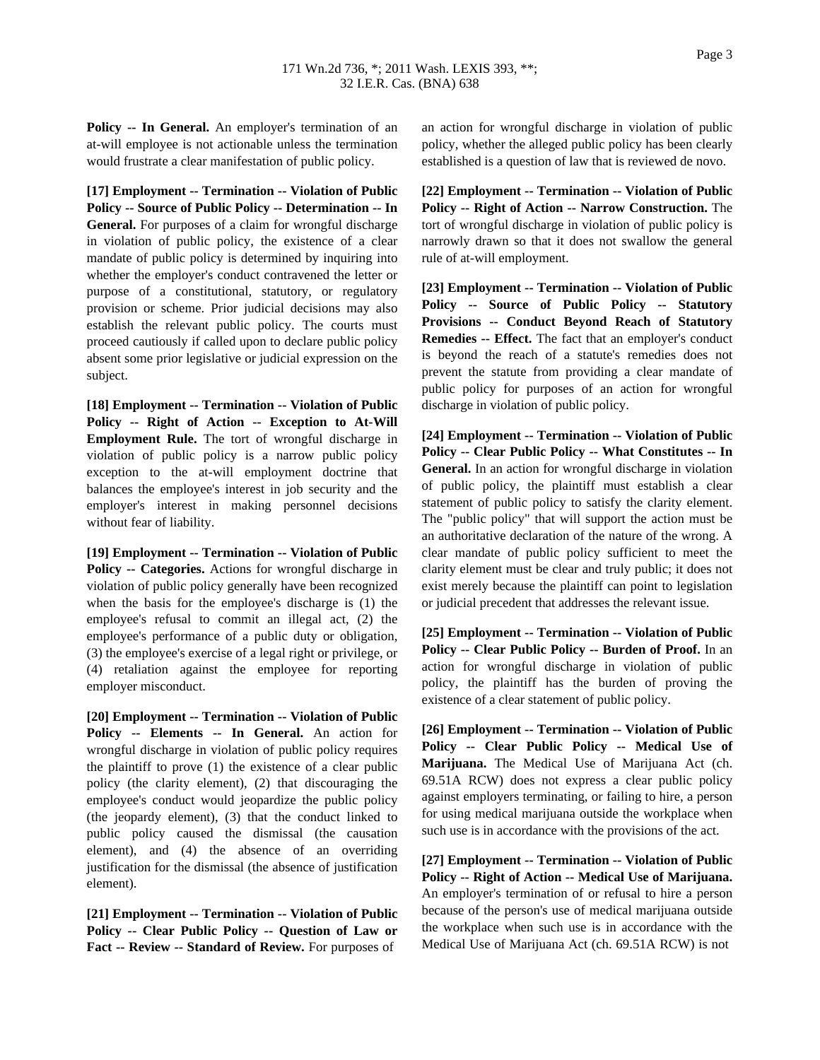**Policy -- In General.** An employer's termination of an at-will employee is not actionable unless the termination would frustrate a clear manifestation of public policy.

**[17] Employment -- Termination -- Violation of Public Policy -- Source of Public Policy -- Determination -- In General.** For purposes of a claim for wrongful discharge in violation of public policy, the existence of a clear mandate of public policy is determined by inquiring into whether the employer's conduct contravened the letter or purpose of a constitutional, statutory, or regulatory provision or scheme. Prior judicial decisions may also establish the relevant public policy. The courts must proceed cautiously if called upon to declare public policy absent some prior legislative or judicial expression on the subject.

**[18] Employment -- Termination -- Violation of Public Policy -- Right of Action -- Exception to At-Will Employment Rule.** The tort of wrongful discharge in violation of public policy is a narrow public policy exception to the at-will employment doctrine that balances the employee's interest in job security and the employer's interest in making personnel decisions without fear of liability.

**[19] Employment -- Termination -- Violation of Public Policy -- Categories.** Actions for wrongful discharge in violation of public policy generally have been recognized when the basis for the employee's discharge is (1) the employee's refusal to commit an illegal act, (2) the employee's performance of a public duty or obligation, (3) the employee's exercise of a legal right or privilege, or (4) retaliation against the employee for reporting employer misconduct.

**[20] Employment -- Termination -- Violation of Public Policy -- Elements -- In General.** An action for wrongful discharge in violation of public policy requires the plaintiff to prove (1) the existence of a clear public policy (the clarity element), (2) that discouraging the employee's conduct would jeopardize the public policy (the jeopardy element), (3) that the conduct linked to public policy caused the dismissal (the causation element), and (4) the absence of an overriding justification for the dismissal (the absence of justification element).

**[21] Employment -- Termination -- Violation of Public Policy -- Clear Public Policy -- Question of Law or Fact -- Review -- Standard of Review.** For purposes of an action for wrongful discharge in violation of public policy, whether the alleged public policy has been clearly established is a question of law that is reviewed de novo.

**[22] Employment -- Termination -- Violation of Public Policy -- Right of Action -- Narrow Construction.** The tort of wrongful discharge in violation of public policy is narrowly drawn so that it does not swallow the general rule of at-will employment.

**[23] Employment -- Termination -- Violation of Public Policy -- Source of Public Policy -- Statutory Provisions -- Conduct Beyond Reach of Statutory Remedies -- Effect.** The fact that an employer's conduct is beyond the reach of a statute's remedies does not prevent the statute from providing a clear mandate of public policy for purposes of an action for wrongful discharge in violation of public policy.

**[24] Employment -- Termination -- Violation of Public Policy -- Clear Public Policy -- What Constitutes -- In General.** In an action for wrongful discharge in violation of public policy, the plaintiff must establish a clear statement of public policy to satisfy the clarity element. The "public policy" that will support the action must be an authoritative declaration of the nature of the wrong. A clear mandate of public policy sufficient to meet the clarity element must be clear and truly public; it does not exist merely because the plaintiff can point to legislation or judicial precedent that addresses the relevant issue.

**[25] Employment -- Termination -- Violation of Public Policy -- Clear Public Policy -- Burden of Proof.** In an action for wrongful discharge in violation of public policy, the plaintiff has the burden of proving the existence of a clear statement of public policy.

**[26] Employment -- Termination -- Violation of Public Policy -- Clear Public Policy -- Medical Use of Marijuana.** The Medical Use of Marijuana Act (ch. 69.51A RCW) does not express a clear public policy against employers terminating, or failing to hire, a person for using medical marijuana outside the workplace when such use is in accordance with the provisions of the act.

**[27] Employment -- Termination -- Violation of Public Policy -- Right of Action -- Medical Use of Marijuana.** An employer's termination of or refusal to hire a person because of the person's use of medical marijuana outside the workplace when such use is in accordance with the Medical Use of Marijuana Act (ch. 69.51A RCW) is not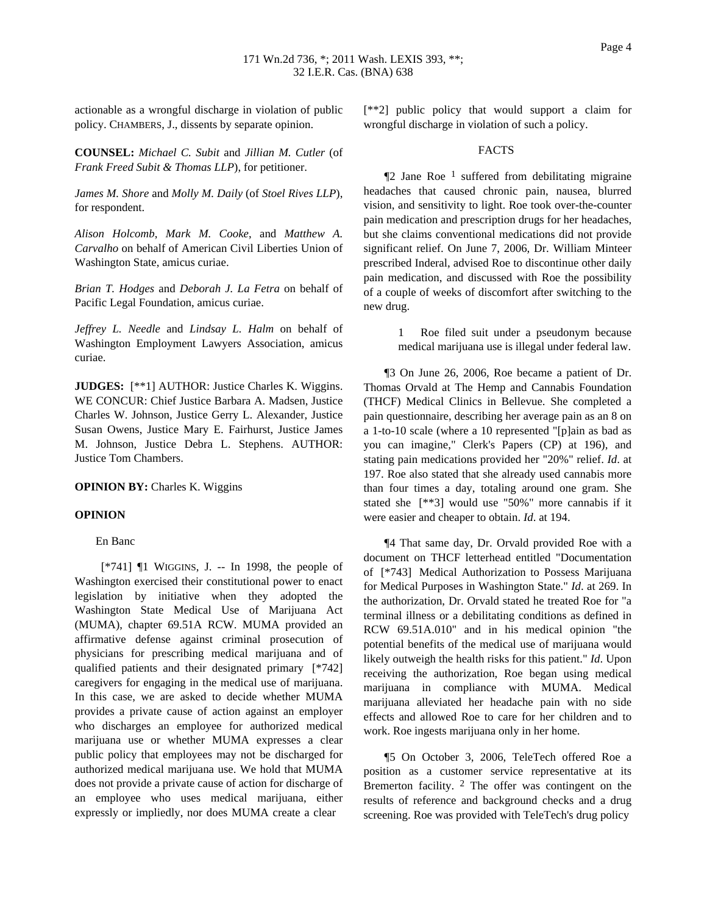actionable as a wrongful discharge in violation of public policy. CHAMBERS, J., dissents by separate opinion.

**COUNSEL:** *Michael C. Subit* and *Jillian M. Cutler* (of *Frank Freed Subit & Thomas LLP*), for petitioner.

*James M. Shore* and *Molly M. Daily* (of *Stoel Rives LLP*), for respondent.

*Alison Holcomb*, *Mark M. Cooke*, and *Matthew A. Carvalho* on behalf of American Civil Liberties Union of Washington State, amicus curiae.

*Brian T. Hodges* and *Deborah J. La Fetra* on behalf of Pacific Legal Foundation, amicus curiae.

*Jeffrey L. Needle* and *Lindsay L. Halm* on behalf of Washington Employment Lawyers Association, amicus curiae.

**JUDGES:** [**1] AUTHOR: Justice Charles K. Wiggins. WE CONCUR: Chief Justice Barbara A. Madsen, Justice Charles W. Johnson, Justice Gerry L. Alexander, Justice Susan Owens, Justice Mary E. Fairhurst, Justice James M. Johnson, Justice Debra L. Stephens. AUTHOR: Justice Tom Chambers.

**OPINION BY:** Charles K. Wiggins

**OPINION**

En Banc

[*741] ¶1 WIGGINS, J. -- In 1998, the people of Washington exercised their constitutional power to enact legislation by initiative when they adopted the Washington State Medical Use of Marijuana Act (MUMA), chapter 69.51A RCW. MUMA provided an affirmative defense against criminal prosecution of physicians for prescribing medical marijuana and of qualified patients and their designated primary [*742] caregivers for engaging in the medical use of marijuana. In this case, we are asked to decide whether MUMA provides a private cause of action against an employer who discharges an employee for authorized medical marijuana use or whether MUMA expresses a clear public policy that employees may not be discharged for authorized medical marijuana use. We hold that MUMA does not provide a private cause of action for discharge of an employee who uses medical marijuana, either expressly or impliedly, nor does MUMA create a clear [**2] public policy that would support a claim for wrongful discharge in violation of such a policy.

## FACTS

¶2 Jane Roe [1] suffered from debilitating migraine headaches that caused chronic pain, nausea, blurred vision, and sensitivity to light. Roe took over-the-counter pain medication and prescription drugs for her headaches, but she claims conventional medications did not provide significant relief. On June 7, 2006, Dr. William Minteer prescribed Inderal, advised Roe to discontinue other daily pain medication, and discussed with Roe the possibility of a couple of weeks of discomfort after switching to the new drug.

> 1 Roe filed suit under a pseudonym because medical marijuana use is illegal under federal law.

¶3 On June 26, 2006, Roe became a patient of Dr. Thomas Orvald at The Hemp and Cannabis Foundation (THCF) Medical Clinics in Bellevue. She completed a pain questionnaire, describing her average pain as an 8 on a 1-to-10 scale (where a 10 represented "[p]ain as bad as you can imagine," Clerk's Papers (CP) at 196), and stating pain medications provided her "20%" relief. *Id*. at 197. Roe also stated that she already used cannabis more than four times a day, totaling around one gram. She stated she [**3] would use "50%" more cannabis if it were easier and cheaper to obtain. *Id*. at 194.

¶4 That same day, Dr. Orvald provided Roe with a document on THCF letterhead entitled "Documentation of [*743] Medical Authorization to Possess Marijuana for Medical Purposes in Washington State." *Id*. at 269. In the authorization, Dr. Orvald stated he treated Roe for "a terminal illness or a debilitating conditions as defined in RCW 69.51A.010" and in his medical opinion "the potential benefits of the medical use of marijuana would likely outweigh the health risks for this patient." *Id*. Upon receiving the authorization, Roe began using medical marijuana in compliance with MUMA. Medical marijuana alleviated her headache pain with no side effects and allowed Roe to care for her children and to work. Roe ingests marijuana only in her home.

¶5 On October 3, 2006, TeleTech offered Roe a position as a customer service representative at its Bremerton facility. [2] The offer was contingent on the results of reference and background checks and a drug screening. Roe was provided with TeleTech's drug policy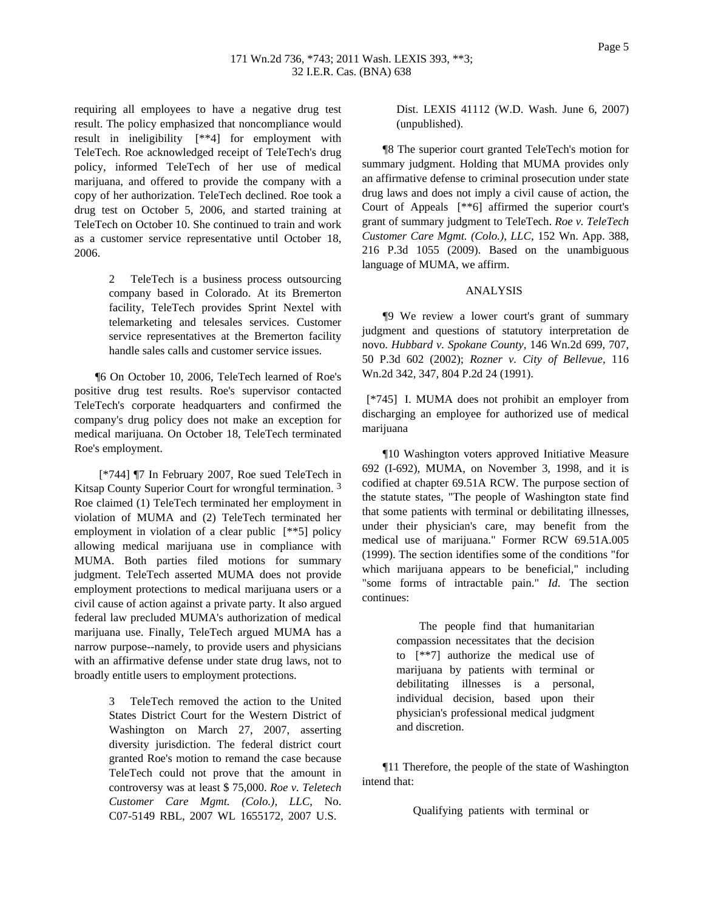requiring all employees to have a negative drug test result. The policy emphasized that noncompliance would result in ineligibility [**4] for employment with TeleTech. Roe acknowledged receipt of TeleTech's drug policy, informed TeleTech of her use of medical marijuana, and offered to provide the company with a copy of her authorization. TeleTech declined. Roe took a drug test on October 5, 2006, and started training at TeleTech on October 10. She continued to train and work as a customer service representative until October 18, 2006.

> 2 TeleTech is a business process outsourcing company based in Colorado. At its Bremerton facility, TeleTech provides Sprint Nextel with telemarketing and telesales services. Customer service representatives at the Bremerton facility handle sales calls and customer service issues.

¶6 On October 10, 2006, TeleTech learned of Roe's positive drug test results. Roe's supervisor contacted TeleTech's corporate headquarters and confirmed the company's drug policy does not make an exception for medical marijuana. On October 18, TeleTech terminated Roe's employment.

[*744] ¶7 In February 2007, Roe sued TeleTech in Kitsap County Superior Court for wrongful termination. [3] Roe claimed (1) TeleTech terminated her employment in violation of MUMA and (2) TeleTech terminated her employment in violation of a clear public [**5] policy allowing medical marijuana use in compliance with MUMA. Both parties filed motions for summary judgment. TeleTech asserted MUMA does not provide employment protections to medical marijuana users or a civil cause of action against a private party. It also argued federal law precluded MUMA's authorization of medical marijuana use. Finally, TeleTech argued MUMA has a narrow purpose--namely, to provide users and physicians with an affirmative defense under state drug laws, not to broadly entitle users to employment protections.

> 3 TeleTech removed the action to the United States District Court for the Western District of Washington on March 27, 2007, asserting diversity jurisdiction. The federal district court granted Roe's motion to remand the case because TeleTech could not prove that the amount in controversy was at least $ 75,000. *Roe v. Teletech Customer Care Mgmt. (Colo.), LLC*, No. C07-5149 RBL, 2007 WL 1655172, 2007 U.S. Dist. LEXIS 41112 (W.D. Wash. June 6, 2007) (unpublished).

¶8 The superior court granted TeleTech's motion for summary judgment. Holding that MUMA provides only an affirmative defense to criminal prosecution under state drug laws and does not imply a civil cause of action, the Court of Appeals [**6] affirmed the superior court's grant of summary judgment to TeleTech. *Roe v. TeleTech Customer Care Mgmt. (Colo.), LLC*, 152 Wn. App. 388, 216 P.3d 1055 (2009). Based on the unambiguous language of MUMA, we affirm.

## ANALYSIS

¶9 We review a lower court's grant of summary judgment and questions of statutory interpretation de novo. *Hubbard v. Spokane County*, 146 Wn.2d 699, 707, 50 P.3d 602 (2002); *Rozner v. City of Bellevue*, 116 Wn.2d 342, 347, 804 P.2d 24 (1991).

[*745] I. MUMA does not prohibit an employer from discharging an employee for authorized use of medical marijuana

¶10 Washington voters approved Initiative Measure 692 (I-692), MUMA, on November 3, 1998, and it is codified at chapter 69.51A RCW. The purpose section of the statute states, "The people of Washington state find that some patients with terminal or debilitating illnesses, under their physician's care, may benefit from the medical use of marijuana." Former RCW 69.51A.005 (1999). The section identifies some of the conditions "for which marijuana appears to be beneficial," including "some forms of intractable pain." *Id*. The section continues:

> The people find that humanitarian compassion necessitates that the decision to [**7] authorize the medical use of marijuana by patients with terminal or debilitating illnesses is a personal, individual decision, based upon their physician's professional medical judgment and discretion.

¶11 Therefore, the people of the state of Washington intend that:

> Qualifying patients with terminal or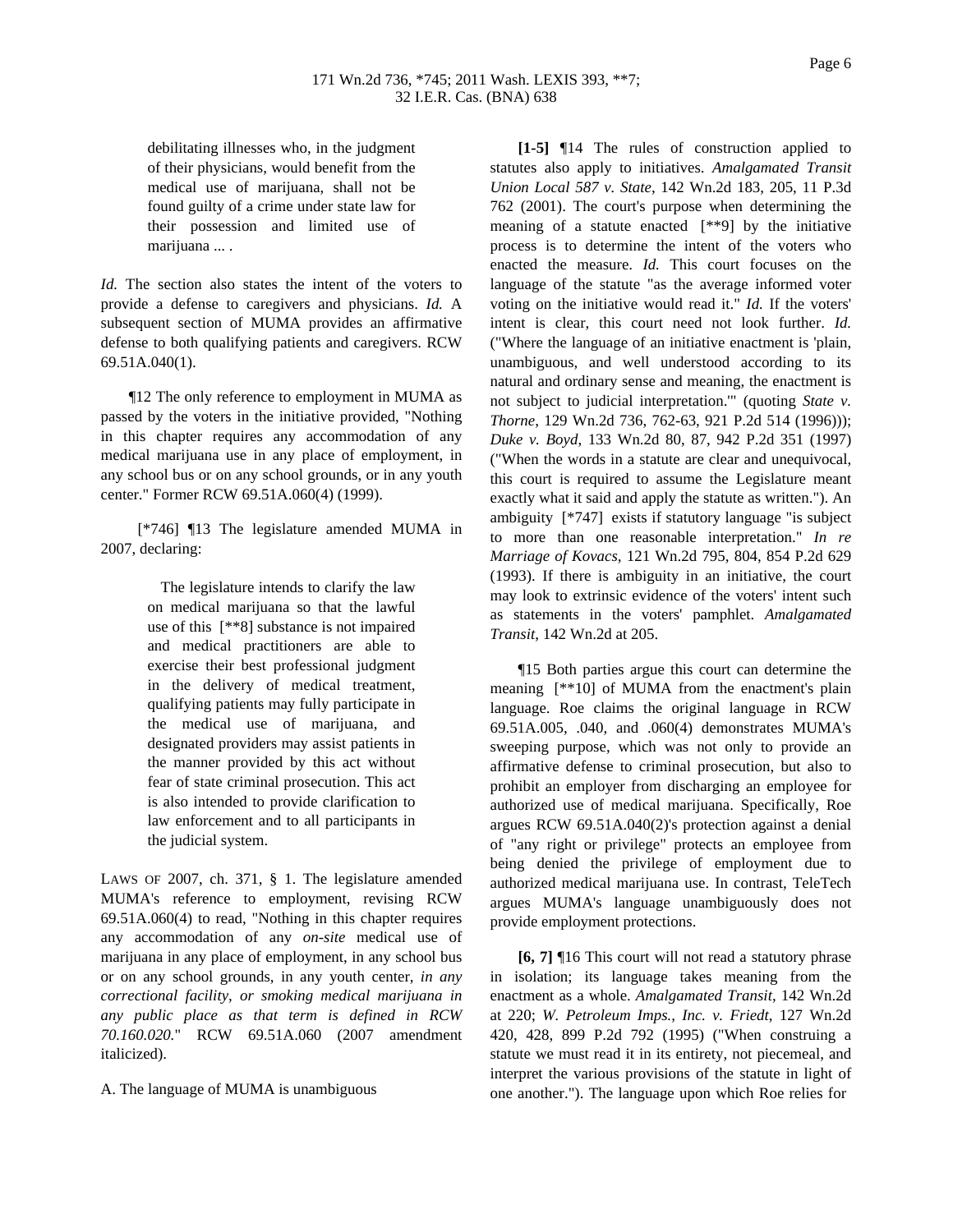> debilitating illnesses who, in the judgment of their physicians, would benefit from the medical use of marijuana, shall not be found guilty of a crime under state law for their possession and limited use of marijuana ... .

*Id.* The section also states the intent of the voters to provide a defense to caregivers and physicians. *Id.* A subsequent section of MUMA provides an affirmative defense to both qualifying patients and caregivers. RCW 69.51A.040(1).

¶12 The only reference to employment in MUMA as passed by the voters in the initiative provided, "Nothing in this chapter requires any accommodation of any medical marijuana use in any place of employment, in any school bus or on any school grounds, or in any youth center." Former RCW 69.51A.060(4) (1999).

[*746] ¶13 The legislature amended MUMA in 2007, declaring:

> The legislature intends to clarify the law on medical marijuana so that the lawful use of this [**8] substance is not impaired and medical practitioners are able to exercise their best professional judgment in the delivery of medical treatment, qualifying patients may fully participate in the medical use of marijuana, and designated providers may assist patients in the manner provided by this act without fear of state criminal prosecution. This act is also intended to provide clarification to law enforcement and to all participants in the judicial system.

LAWS OF 2007, ch. 371, § 1. The legislature amended MUMA's reference to employment, revising RCW 69.51A.060(4) to read, "Nothing in this chapter requires any accommodation of any *on-site* medical use of marijuana in any place of employment, in any school bus or on any school grounds, in any youth center, *in any correctional facility, or smoking medical marijuana in any public place as that term is defined in RCW 70.160.020.*" RCW 69.51A.060 (2007 amendment italicized).

A. The language of MUMA is unambiguous

**[1-5]** ¶14 The rules of construction applied to statutes also apply to initiatives. *Amalgamated Transit Union Local 587 v. State*, 142 Wn.2d 183, 205, 11 P.3d 762 (2001). The court's purpose when determining the meaning of a statute enacted [**9] by the initiative process is to determine the intent of the voters who enacted the measure. *Id.* This court focuses on the language of the statute "as the average informed voter voting on the initiative would read it." *Id.* If the voters' intent is clear, this court need not look further. *Id.* ("Where the language of an initiative enactment is 'plain, unambiguous, and well understood according to its natural and ordinary sense and meaning, the enactment is not subject to judicial interpretation.'" (quoting *State v. Thorne*, 129 Wn.2d 736, 762-63, 921 P.2d 514 (1996))); *Duke v. Boyd*, 133 Wn.2d 80, 87, 942 P.2d 351 (1997) ("When the words in a statute are clear and unequivocal, this court is required to assume the Legislature meant exactly what it said and apply the statute as written."). An ambiguity [*747] exists if statutory language "is subject to more than one reasonable interpretation." *In re Marriage of Kovacs*, 121 Wn.2d 795, 804, 854 P.2d 629 (1993). If there is ambiguity in an initiative, the court may look to extrinsic evidence of the voters' intent such as statements in the voters' pamphlet. *Amalgamated Transit*, 142 Wn.2d at 205.

¶15 Both parties argue this court can determine the meaning [**10] of MUMA from the enactment's plain language. Roe claims the original language in RCW 69.51A.005, .040, and .060(4) demonstrates MUMA's sweeping purpose, which was not only to provide an affirmative defense to criminal prosecution, but also to prohibit an employer from discharging an employee for authorized use of medical marijuana. Specifically, Roe argues RCW 69.51A.040(2)'s protection against a denial of "any right or privilege" protects an employee from being denied the privilege of employment due to authorized medical marijuana use. In contrast, TeleTech argues MUMA's language unambiguously does not provide employment protections.

**[6, 7]** ¶16 This court will not read a statutory phrase in isolation; its language takes meaning from the enactment as a whole. *Amalgamated Transit*, 142 Wn.2d at 220; *W. Petroleum Imps., Inc. v. Friedt*, 127 Wn.2d 420, 428, 899 P.2d 792 (1995) ("When construing a statute we must read it in its entirety, not piecemeal, and interpret the various provisions of the statute in light of one another."). The language upon which Roe relies for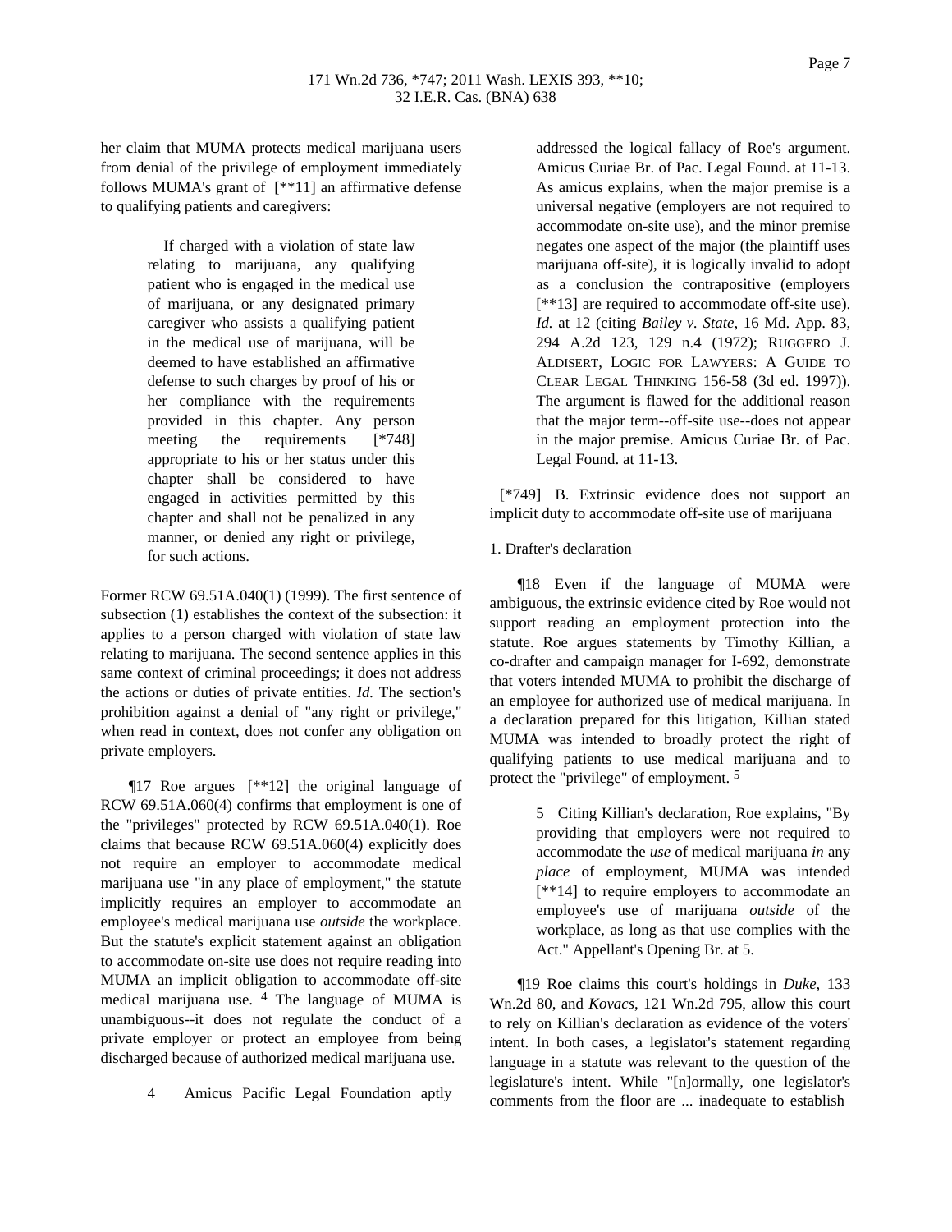her claim that MUMA protects medical marijuana users from denial of the privilege of employment immediately follows MUMA's grant of [**11] an affirmative defense to qualifying patients and caregivers:

> If charged with a violation of state law relating to marijuana, any qualifying patient who is engaged in the medical use of marijuana, or any designated primary caregiver who assists a qualifying patient in the medical use of marijuana, will be deemed to have established an affirmative defense to such charges by proof of his or her compliance with the requirements provided in this chapter. Any person meeting the requirements [*748] appropriate to his or her status under this chapter shall be considered to have engaged in activities permitted by this chapter and shall not be penalized in any manner, or denied any right or privilege, for such actions.

Former RCW 69.51A.040(1) (1999). The first sentence of subsection (1) establishes the context of the subsection: it applies to a person charged with violation of state law relating to marijuana. The second sentence applies in this same context of criminal proceedings; it does not address the actions or duties of private entities. *Id.* The section's prohibition against a denial of "any right or privilege," when read in context, does not confer any obligation on private employers.

¶17 Roe argues [**12] the original language of RCW 69.51A.060(4) confirms that employment is one of the "privileges" protected by RCW 69.51A.040(1). Roe claims that because RCW 69.51A.060(4) explicitly does not require an employer to accommodate medical marijuana use "in any place of employment," the statute implicitly requires an employer to accommodate an employee's medical marijuana use *outside* the workplace. But the statute's explicit statement against an obligation to accommodate on-site use does not require reading into MUMA an implicit obligation to accommodate off-site medical marijuana use. [4] The language of MUMA is unambiguous--it does not regulate the conduct of a private employer or protect an employee from being discharged because of authorized medical marijuana use.

> 4 Amicus Pacific Legal Foundation aptly addressed the logical fallacy of Roe's argument. Amicus Curiae Br. of Pac. Legal Found. at 11-13. As amicus explains, when the major premise is a universal negative (employers are not required to accommodate on-site use), and the minor premise negates one aspect of the major (the plaintiff uses marijuana off-site), it is logically invalid to adopt as a conclusion the contrapositive (employers [**13] are required to accommodate off-site use). *Id.* at 12 (citing *Bailey v. State*, 16 Md. App. 83, 294 A.2d 123, 129 n.4 (1972); RUGGERO J. ALDISERT, LOGIC FOR LAWYERS: A GUIDE TO CLEAR LEGAL THINKING 156-58 (3d ed. 1997)). The argument is flawed for the additional reason that the major term--off-site use--does not appear in the major premise. Amicus Curiae Br. of Pac. Legal Found. at 11-13.

[*749] B. Extrinsic evidence does not support an implicit duty to accommodate off-site use of marijuana

1. Drafter's declaration

¶18 Even if the language of MUMA were ambiguous, the extrinsic evidence cited by Roe would not support reading an employment protection into the statute. Roe argues statements by Timothy Killian, a co-drafter and campaign manager for I-692, demonstrate that voters intended MUMA to prohibit the discharge of an employee for authorized use of medical marijuana. In a declaration prepared for this litigation, Killian stated MUMA was intended to broadly protect the right of qualifying patients to use medical marijuana and to protect the "privilege" of employment. [5]

> 5 Citing Killian's declaration, Roe explains, "By providing that employers were not required to accommodate the *use* of medical marijuana *in* any *place* of employment, MUMA was intended [**14] to require employers to accommodate an employee's use of marijuana *outside* of the workplace, as long as that use complies with the Act." Appellant's Opening Br. at 5.

¶19 Roe claims this court's holdings in *Duke*, 133 Wn.2d 80, and *Kovacs*, 121 Wn.2d 795, allow this court to rely on Killian's declaration as evidence of the voters' intent. In both cases, a legislator's statement regarding language in a statute was relevant to the question of the legislature's intent. While "[n]ormally, one legislator's comments from the floor are ... inadequate to establish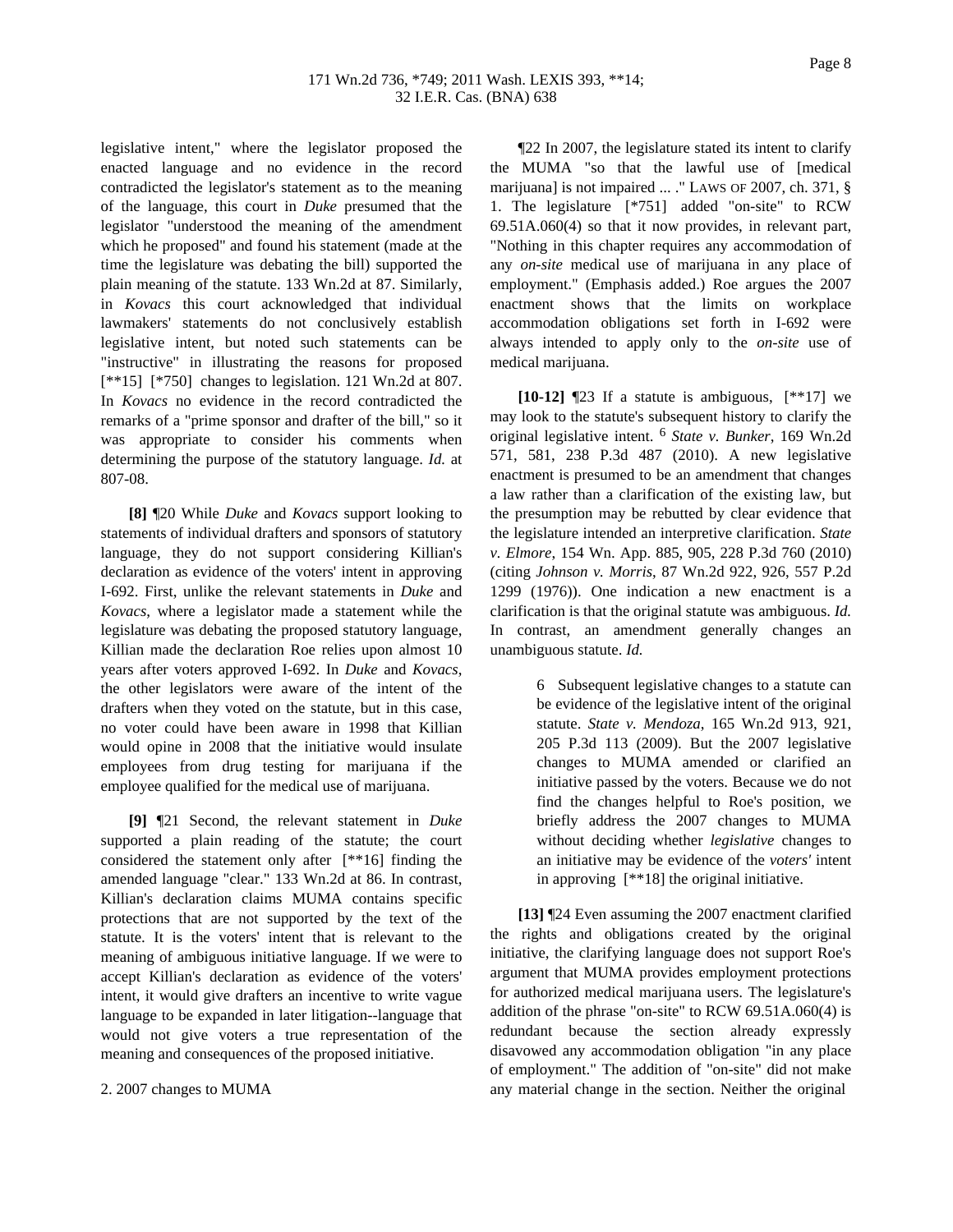legislative intent," where the legislator proposed the enacted language and no evidence in the record contradicted the legislator's statement as to the meaning of the language, this court in *Duke* presumed that the legislator "understood the meaning of the amendment which he proposed" and found his statement (made at the time the legislature was debating the bill) supported the plain meaning of the statute. 133 Wn.2d at 87. Similarly, in *Kovacs* this court acknowledged that individual lawmakers' statements do not conclusively establish legislative intent, but noted such statements can be "instructive" in illustrating the reasons for proposed [**15] [*750] changes to legislation. 121 Wn.2d at 807. In *Kovacs* no evidence in the record contradicted the remarks of a "prime sponsor and drafter of the bill," so it was appropriate to consider his comments when determining the purpose of the statutory language. *Id.* at 807-08.

**[8]** ¶20 While *Duke* and *Kovacs* support looking to statements of individual drafters and sponsors of statutory language, they do not support considering Killian's declaration as evidence of the voters' intent in approving I-692. First, unlike the relevant statements in *Duke* and *Kovacs*, where a legislator made a statement while the legislature was debating the proposed statutory language, Killian made the declaration Roe relies upon almost 10 years after voters approved I-692. In *Duke* and *Kovacs*, the other legislators were aware of the intent of the drafters when they voted on the statute, but in this case, no voter could have been aware in 1998 that Killian would opine in 2008 that the initiative would insulate employees from drug testing for marijuana if the employee qualified for the medical use of marijuana.

**[9]** ¶21 Second, the relevant statement in *Duke* supported a plain reading of the statute; the court considered the statement only after [**16] finding the amended language "clear." 133 Wn.2d at 86. In contrast, Killian's declaration claims MUMA contains specific protections that are not supported by the text of the statute. It is the voters' intent that is relevant to the meaning of ambiguous initiative language. If we were to accept Killian's declaration as evidence of the voters' intent, it would give drafters an incentive to write vague language to be expanded in later litigation--language that would not give voters a true representation of the meaning and consequences of the proposed initiative.

2. 2007 changes to MUMA

¶22 In 2007, the legislature stated its intent to clarify the MUMA "so that the lawful use of [medical marijuana] is not impaired ... ." LAWS OF 2007, ch. 371, § 1. The legislature [*751] added "on-site" to RCW 69.51A.060(4) so that it now provides, in relevant part, "Nothing in this chapter requires any accommodation of any *on-site* medical use of marijuana in any place of employment." (Emphasis added.) Roe argues the 2007 enactment shows that the limits on workplace accommodation obligations set forth in I-692 were always intended to apply only to the *on-site* use of medical marijuana.

**[10-12]** ¶23 If a statute is ambiguous, [**17] we may look to the statute's subsequent history to clarify the original legislative intent. [6] *State v. Bunker*, 169 Wn.2d 571, 581, 238 P.3d 487 (2010). A new legislative enactment is presumed to be an amendment that changes a law rather than a clarification of the existing law, but the presumption may be rebutted by clear evidence that the legislature intended an interpretive clarification. *State v. Elmore*, 154 Wn. App. 885, 905, 228 P.3d 760 (2010) (citing *Johnson v. Morris*, 87 Wn.2d 922, 926, 557 P.2d 1299 (1976)). One indication a new enactment is a clarification is that the original statute was ambiguous. *Id.* In contrast, an amendment generally changes an unambiguous statute. *Id.*

> 6 Subsequent legislative changes to a statute can be evidence of the legislative intent of the original statute. *State v. Mendoza*, 165 Wn.2d 913, 921, 205 P.3d 113 (2009). But the 2007 legislative changes to MUMA amended or clarified an initiative passed by the voters. Because we do not find the changes helpful to Roe's position, we briefly address the 2007 changes to MUMA without deciding whether *legislative* changes to an initiative may be evidence of the *voters'* intent in approving [**18] the original initiative.

**[13]** ¶24 Even assuming the 2007 enactment clarified the rights and obligations created by the original initiative, the clarifying language does not support Roe's argument that MUMA provides employment protections for authorized medical marijuana users. The legislature's addition of the phrase "on-site" to RCW 69.51A.060(4) is redundant because the section already expressly disavowed any accommodation obligation "in any place of employment." The addition of "on-site" did not make any material change in the section. Neither the original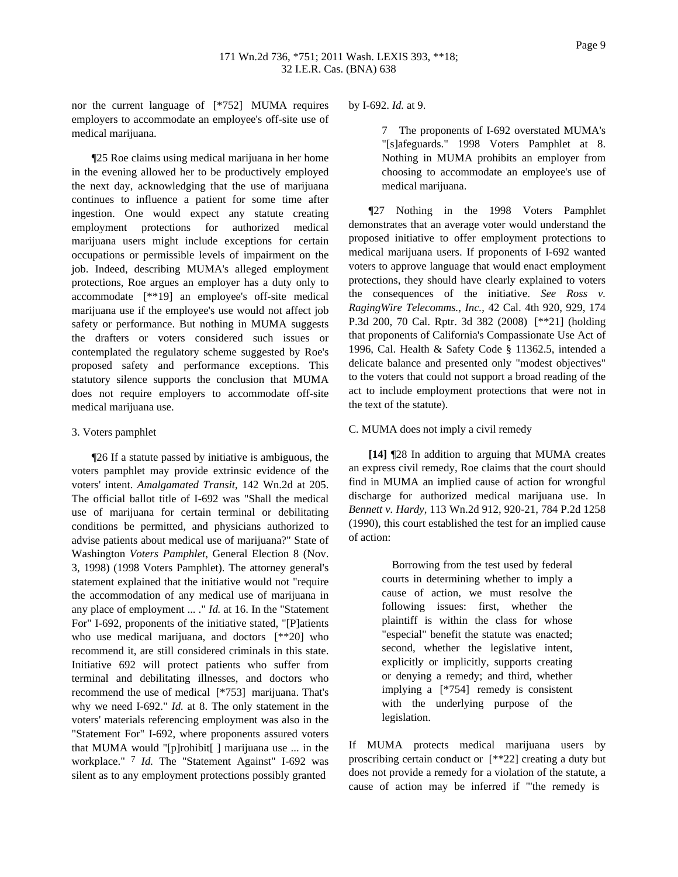nor the current language of [*752] MUMA requires employers to accommodate an employee's off-site use of medical marijuana.

¶25 Roe claims using medical marijuana in her home in the evening allowed her to be productively employed the next day, acknowledging that the use of marijuana continues to influence a patient for some time after ingestion. One would expect any statute creating employment protections for authorized medical marijuana users might include exceptions for certain occupations or permissible levels of impairment on the job. Indeed, describing MUMA's alleged employment protections, Roe argues an employer has a duty only to accommodate [**19] an employee's off-site medical marijuana use if the employee's use would not affect job safety or performance. But nothing in MUMA suggests the drafters or voters considered such issues or contemplated the regulatory scheme suggested by Roe's proposed safety and performance exceptions. This statutory silence supports the conclusion that MUMA does not require employers to accommodate off-site medical marijuana use.

3. Voters pamphlet

¶26 If a statute passed by initiative is ambiguous, the voters pamphlet may provide extrinsic evidence of the voters' intent. *Amalgamated Transit*, 142 Wn.2d at 205. The official ballot title of I-692 was "Shall the medical use of marijuana for certain terminal or debilitating conditions be permitted, and physicians authorized to advise patients about medical use of marijuana?" State of Washington *Voters Pamphlet*, General Election 8 (Nov. 3, 1998) (1998 Voters Pamphlet). The attorney general's statement explained that the initiative would not "require the accommodation of any medical use of marijuana in any place of employment ... ." *Id.* at 16. In the "Statement For" I-692, proponents of the initiative stated, "[P]atients who use medical marijuana, and doctors [**20] who recommend it, are still considered criminals in this state. Initiative 692 will protect patients who suffer from terminal and debilitating illnesses, and doctors who recommend the use of medical [*753] marijuana. That's why we need I-692." *Id.* at 8. The only statement in the voters' materials referencing employment was also in the "Statement For" I-692, where proponents assured voters that MUMA would "[p]rohibit[ ] marijuana use ... in the workplace." [7] *Id.* The "Statement Against" I-692 was silent as to any employment protections possibly granted by I-692. *Id.* at 9.

> 7 The proponents of I-692 overstated MUMA's "[s]afeguards." 1998 Voters Pamphlet at 8. Nothing in MUMA prohibits an employer from choosing to accommodate an employee's use of medical marijuana.

¶27 Nothing in the 1998 Voters Pamphlet demonstrates that an average voter would understand the proposed initiative to offer employment protections to medical marijuana users. If proponents of I-692 wanted voters to approve language that would enact employment protections, they should have clearly explained to voters the consequences of the initiative. *See Ross v. RagingWire Telecomms., Inc.*, 42 Cal. 4th 920, 929, 174 P.3d 200, 70 Cal. Rptr. 3d 382 (2008) [**21] (holding that proponents of California's Compassionate Use Act of 1996, Cal. Health & Safety Code § 11362.5, intended a delicate balance and presented only "modest objectives" to the voters that could not support a broad reading of the act to include employment protections that were not in the text of the statute).

C. MUMA does not imply a civil remedy

**[14]** ¶28 In addition to arguing that MUMA creates an express civil remedy, Roe claims that the court should find in MUMA an implied cause of action for wrongful discharge for authorized medical marijuana use. In *Bennett v. Hardy*, 113 Wn.2d 912, 920-21, 784 P.2d 1258 (1990), this court established the test for an implied cause of action:

> Borrowing from the test used by federal courts in determining whether to imply a cause of action, we must resolve the following issues: first, whether the plaintiff is within the class for whose "especial" benefit the statute was enacted; second, whether the legislative intent, explicitly or implicitly, supports creating or denying a remedy; and third, whether implying a [*754] remedy is consistent with the underlying purpose of the legislation.

If MUMA protects medical marijuana users by proscribing certain conduct or [**22] creating a duty but does not provide a remedy for a violation of the statute, a cause of action may be inferred if "'the remedy is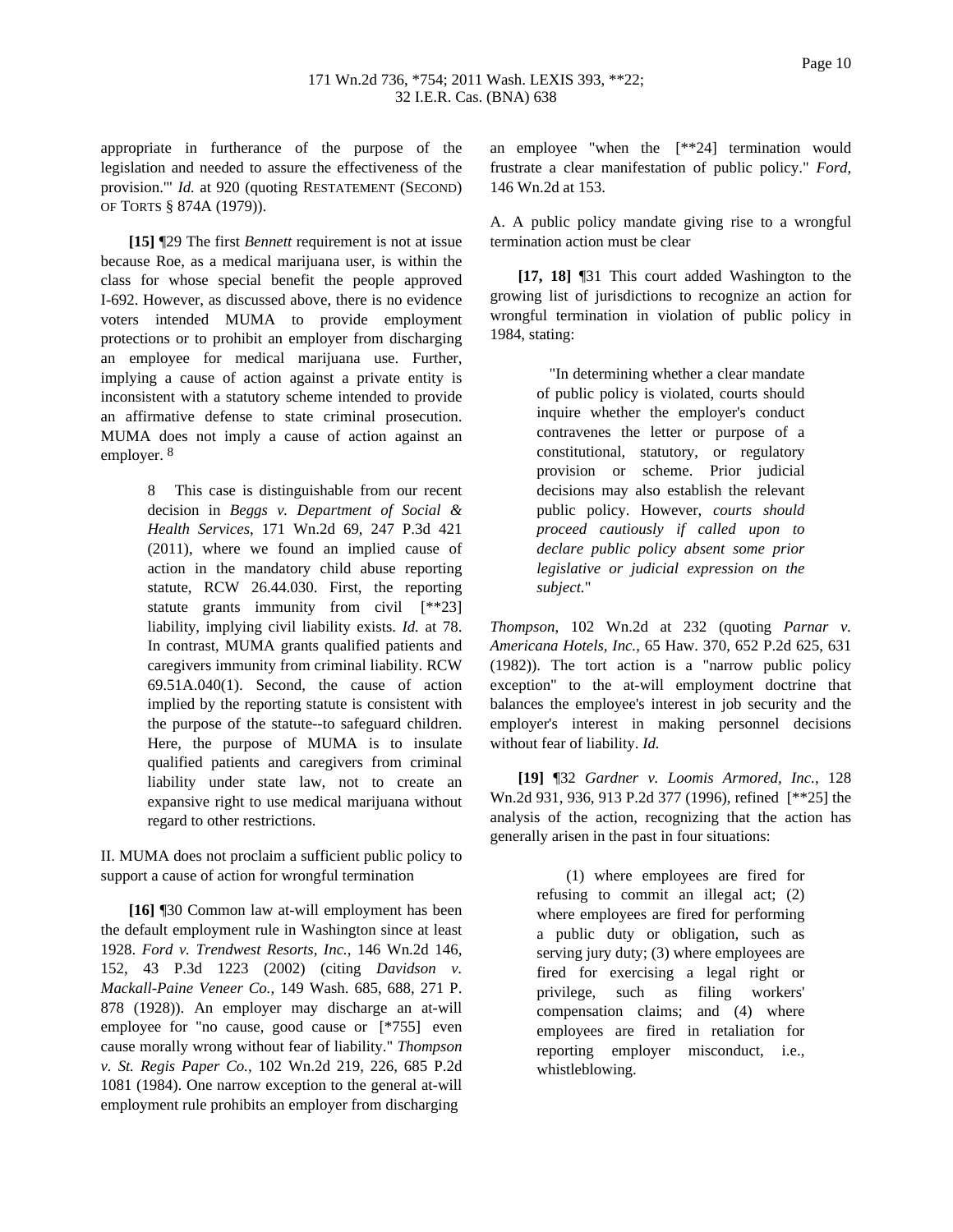appropriate in furtherance of the purpose of the legislation and needed to assure the effectiveness of the provision.'" *Id.* at 920 (quoting RESTATEMENT (SECOND) OF TORTS § 874A (1979)).

**[15]** ¶29 The first *Bennett* requirement is not at issue because Roe, as a medical marijuana user, is within the class for whose special benefit the people approved I-692. However, as discussed above, there is no evidence voters intended MUMA to provide employment protections or to prohibit an employer from discharging an employee for medical marijuana use. Further, implying a cause of action against a private entity is inconsistent with a statutory scheme intended to provide an affirmative defense to state criminal prosecution. MUMA does not imply a cause of action against an employer. [8]

> 8 This case is distinguishable from our recent decision in *Beggs v. Department of Social & Health Services*, 171 Wn.2d 69, 247 P.3d 421 (2011), where we found an implied cause of action in the mandatory child abuse reporting statute, RCW 26.44.030. First, the reporting statute grants immunity from civil [**23] liability, implying civil liability exists. *Id.* at 78. In contrast, MUMA grants qualified patients and caregivers immunity from criminal liability. RCW 69.51A.040(1). Second, the cause of action implied by the reporting statute is consistent with the purpose of the statute--to safeguard children. Here, the purpose of MUMA is to insulate qualified patients and caregivers from criminal liability under state law, not to create an expansive right to use medical marijuana without regard to other restrictions.

II. MUMA does not proclaim a sufficient public policy to support a cause of action for wrongful termination

**[16]** ¶30 Common law at-will employment has been the default employment rule in Washington since at least 1928. *Ford v. Trendwest Resorts, Inc.*, 146 Wn.2d 146, 152, 43 P.3d 1223 (2002) (citing *Davidson v. Mackall-Paine Veneer Co.*, 149 Wash. 685, 688, 271 P. 878 (1928)). An employer may discharge an at-will employee for "no cause, good cause or [*755] even cause morally wrong without fear of liability." *Thompson v. St. Regis Paper Co.*, 102 Wn.2d 219, 226, 685 P.2d 1081 (1984). One narrow exception to the general at-will employment rule prohibits an employer from discharging an employee "when the [**24] termination would frustrate a clear manifestation of public policy." *Ford*, 146 Wn.2d at 153.

A. A public policy mandate giving rise to a wrongful termination action must be clear

**[17, 18]** ¶31 This court added Washington to the growing list of jurisdictions to recognize an action for wrongful termination in violation of public policy in 1984, stating:

> "In determining whether a clear mandate of public policy is violated, courts should inquire whether the employer's conduct contravenes the letter or purpose of a constitutional, statutory, or regulatory provision or scheme. Prior judicial decisions may also establish the relevant public policy. However, *courts should proceed cautiously if called upon to declare public policy absent some prior legislative or judicial expression on the subject.*"

*Thompson*, 102 Wn.2d at 232 (quoting *Parnar v. Americana Hotels, Inc.*, 65 Haw. 370, 652 P.2d 625, 631 (1982)). The tort action is a "narrow public policy exception" to the at-will employment doctrine that balances the employee's interest in job security and the employer's interest in making personnel decisions without fear of liability. *Id.*

**[19]** ¶32 *Gardner v. Loomis Armored, Inc.*, 128 Wn.2d 931, 936, 913 P.2d 377 (1996), refined [**25] the analysis of the action, recognizing that the action has generally arisen in the past in four situations:

> (1) where employees are fired for refusing to commit an illegal act; (2) where employees are fired for performing a public duty or obligation, such as serving jury duty; (3) where employees are fired for exercising a legal right or privilege, such as filing workers' compensation claims; and (4) where employees are fired in retaliation for reporting employer misconduct, i.e., whistleblowing.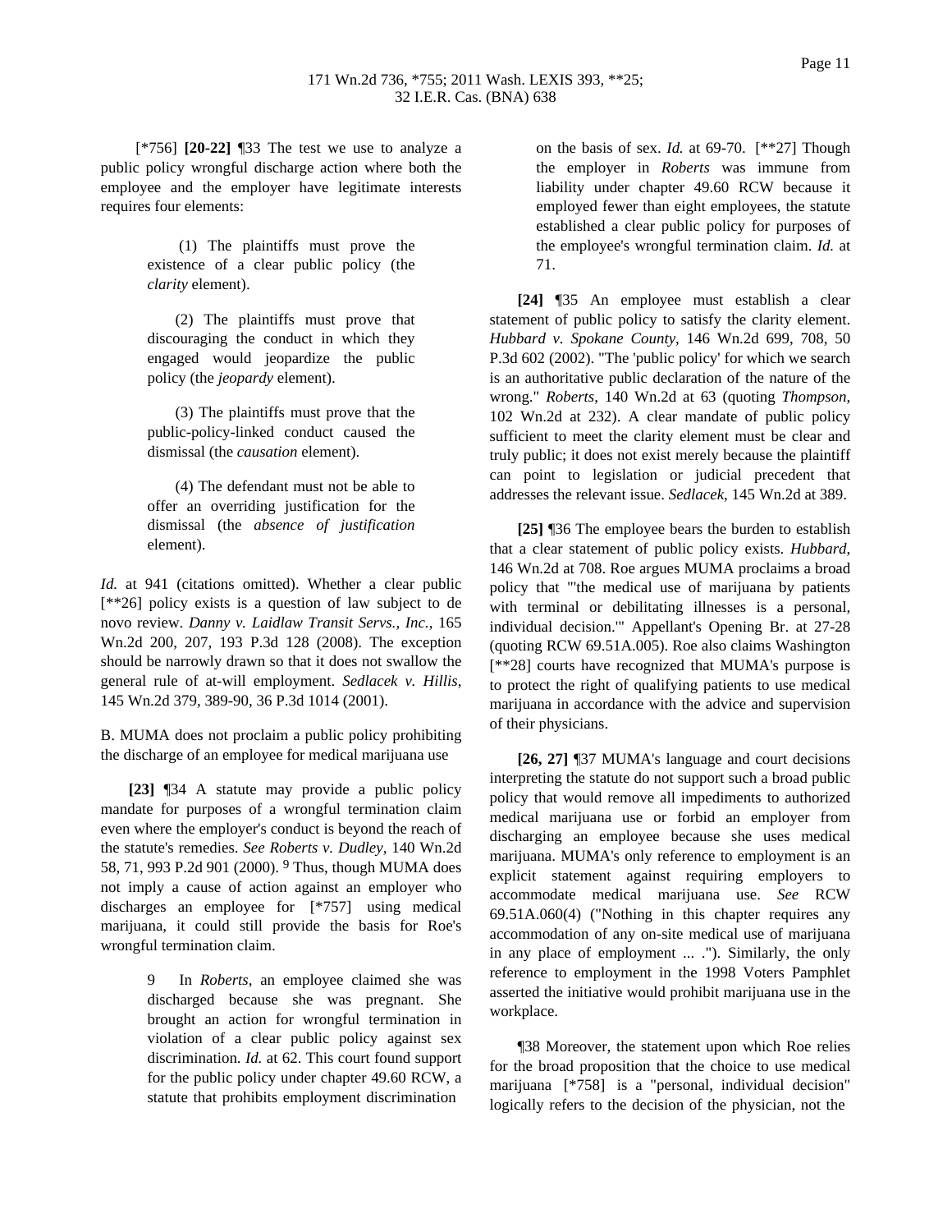[*756] **[20-22]** ¶33 The test we use to analyze a public policy wrongful discharge action where both the employee and the employer have legitimate interests requires four elements:

> (1) The plaintiffs must prove the existence of a clear public policy (the *clarity* element).
>
> (2) The plaintiffs must prove that discouraging the conduct in which they engaged would jeopardize the public policy (the *jeopardy* element).
>
> (3) The plaintiffs must prove that the public-policy-linked conduct caused the dismissal (the *causation* element).
>
> (4) The defendant must not be able to offer an overriding justification for the dismissal (the *absence of justification* element).

*Id.* at 941 (citations omitted). Whether a clear public [**26] policy exists is a question of law subject to de novo review. *Danny v. Laidlaw Transit Servs., Inc.*, 165 Wn.2d 200, 207, 193 P.3d 128 (2008). The exception should be narrowly drawn so that it does not swallow the general rule of at-will employment. *Sedlacek v. Hillis*, 145 Wn.2d 379, 389-90, 36 P.3d 1014 (2001).

B. MUMA does not proclaim a public policy prohibiting the discharge of an employee for medical marijuana use

**[23]** ¶34 A statute may provide a public policy mandate for purposes of a wrongful termination claim even where the employer's conduct is beyond the reach of the statute's remedies. *See Roberts v. Dudley*, 140 Wn.2d 58, 71, 993 P.2d 901 (2000). [9] Thus, though MUMA does not imply a cause of action against an employer who discharges an employee for [*757] using medical marijuana, it could still provide the basis for Roe's wrongful termination claim.

> 9 In *Roberts*, an employee claimed she was discharged because she was pregnant. She brought an action for wrongful termination in violation of a clear public policy against sex discrimination. *Id.* at 62. This court found support for the public policy under chapter 49.60 RCW, a statute that prohibits employment discrimination on the basis of sex. *Id.* at 69-70. [**27] Though the employer in *Roberts* was immune from liability under chapter 49.60 RCW because it employed fewer than eight employees, the statute established a clear public policy for purposes of the employee's wrongful termination claim. *Id.* at 71.

**[24]** ¶35 An employee must establish a clear statement of public policy to satisfy the clarity element. *Hubbard v. Spokane County*, 146 Wn.2d 699, 708, 50 P.3d 602 (2002). "The 'public policy' for which we search is an authoritative public declaration of the nature of the wrong." *Roberts*, 140 Wn.2d at 63 (quoting *Thompson*, 102 Wn.2d at 232). A clear mandate of public policy sufficient to meet the clarity element must be clear and truly public; it does not exist merely because the plaintiff can point to legislation or judicial precedent that addresses the relevant issue. *Sedlacek*, 145 Wn.2d at 389.

**[25]** ¶36 The employee bears the burden to establish that a clear statement of public policy exists. *Hubbard*, 146 Wn.2d at 708. Roe argues MUMA proclaims a broad policy that "'the medical use of marijuana by patients with terminal or debilitating illnesses is a personal, individual decision.'" Appellant's Opening Br. at 27-28 (quoting RCW 69.51A.005). Roe also claims Washington [**28] courts have recognized that MUMA's purpose is to protect the right of qualifying patients to use medical marijuana in accordance with the advice and supervision of their physicians.

**[26, 27]** ¶37 MUMA's language and court decisions interpreting the statute do not support such a broad public policy that would remove all impediments to authorized medical marijuana use or forbid an employer from discharging an employee because she uses medical marijuana. MUMA's only reference to employment is an explicit statement against requiring employers to accommodate medical marijuana use. *See* RCW 69.51A.060(4) ("Nothing in this chapter requires any accommodation of any on-site medical use of marijuana in any place of employment ... ."). Similarly, the only reference to employment in the 1998 Voters Pamphlet asserted the initiative would prohibit marijuana use in the workplace.

¶38 Moreover, the statement upon which Roe relies for the broad proposition that the choice to use medical marijuana [*758] is a "personal, individual decision" logically refers to the decision of the physician, not the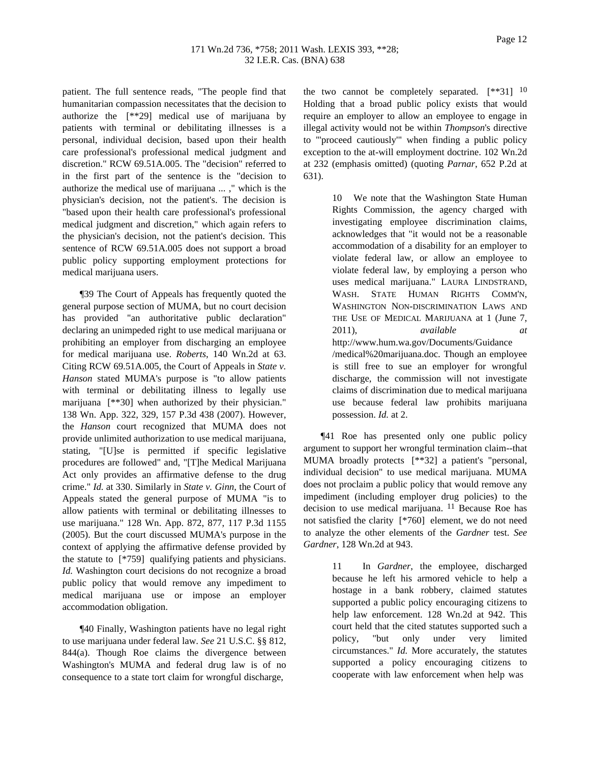patient. The full sentence reads, "The people find that humanitarian compassion necessitates that the decision to authorize the [**29] medical use of marijuana by patients with terminal or debilitating illnesses is a personal, individual decision, based upon their health care professional's professional medical judgment and discretion." RCW 69.51A.005. The "decision" referred to in the first part of the sentence is the "decision to authorize the medical use of marijuana ... ," which is the physician's decision, not the patient's. The decision is "based upon their health care professional's professional medical judgment and discretion," which again refers to the physician's decision, not the patient's decision. This sentence of RCW 69.51A.005 does not support a broad public policy supporting employment protections for medical marijuana users.

¶39 The Court of Appeals has frequently quoted the general purpose section of MUMA, but no court decision has provided "an authoritative public declaration" declaring an unimpeded right to use medical marijuana or prohibiting an employer from discharging an employee for medical marijuana use. *Roberts*, 140 Wn.2d at 63. Citing RCW 69.51A.005, the Court of Appeals in *State v. Hanson* stated MUMA's purpose is "to allow patients with terminal or debilitating illness to legally use marijuana [**30] when authorized by their physician." 138 Wn. App. 322, 329, 157 P.3d 438 (2007). However, the *Hanson* court recognized that MUMA does not provide unlimited authorization to use medical marijuana, stating, "[U]se is permitted if specific legislative procedures are followed" and, "[T]he Medical Marijuana Act only provides an affirmative defense to the drug crime." *Id.* at 330. Similarly in *State v. Ginn*, the Court of Appeals stated the general purpose of MUMA "is to allow patients with terminal or debilitating illnesses to use marijuana." 128 Wn. App. 872, 877, 117 P.3d 1155 (2005). But the court discussed MUMA's purpose in the context of applying the affirmative defense provided by the statute to [*759] qualifying patients and physicians. *Id.* Washington court decisions do not recognize a broad public policy that would remove any impediment to medical marijuana use or impose an employer accommodation obligation.

¶40 Finally, Washington patients have no legal right to use marijuana under federal law. *See* 21 U.S.C. §§ 812, 844(a). Though Roe claims the divergence between Washington's MUMA and federal drug law is of no consequence to a state tort claim for wrongful discharge, the two cannot be completely separated. [**31] [10] Holding that a broad public policy exists that would require an employer to allow an employee to engage in illegal activity would not be within *Thompson*'s directive to "'proceed cautiously'" when finding a public policy exception to the at-will employment doctrine. 102 Wn.2d at 232 (emphasis omitted) (quoting *Parnar*, 652 P.2d at 631).

> 10 We note that the Washington State Human Rights Commission, the agency charged with investigating employee discrimination claims, acknowledges that "it would not be a reasonable accommodation of a disability for an employer to violate federal law, or allow an employee to violate federal law, by employing a person who uses medical marijuana." LAURA LINDSTRAND, WASH. STATE HUMAN RIGHTS COMM'N, WASHINGTON NON-DISCRIMINATION LAWS AND THE USE OF MEDICAL MARIJUANA at 1 (June 7, 2011), *available at* http://www.hum.wa.gov/Documents/Guidance/medical%20marijuana.doc. Though an employee is still free to sue an employer for wrongful discharge, the commission will not investigate claims of discrimination due to medical marijuana use because federal law prohibits marijuana possession. *Id.* at 2.

¶41 Roe has presented only one public policy argument to support her wrongful termination claim--that MUMA broadly protects [**32] a patient's "personal, individual decision" to use medical marijuana. MUMA does not proclaim a public policy that would remove any impediment (including employer drug policies) to the decision to use medical marijuana. [11] Because Roe has not satisfied the clarity [*760] element, we do not need to analyze the other elements of the *Gardner* test. *See Gardner*, 128 Wn.2d at 943.

> 11 In *Gardner*, the employee, discharged because he left his armored vehicle to help a hostage in a bank robbery, claimed statutes supported a public policy encouraging citizens to help law enforcement. 128 Wn.2d at 942. This court held that the cited statutes supported such a policy, "but only under very limited circumstances." *Id.* More accurately, the statutes supported a policy encouraging citizens to cooperate with law enforcement when help was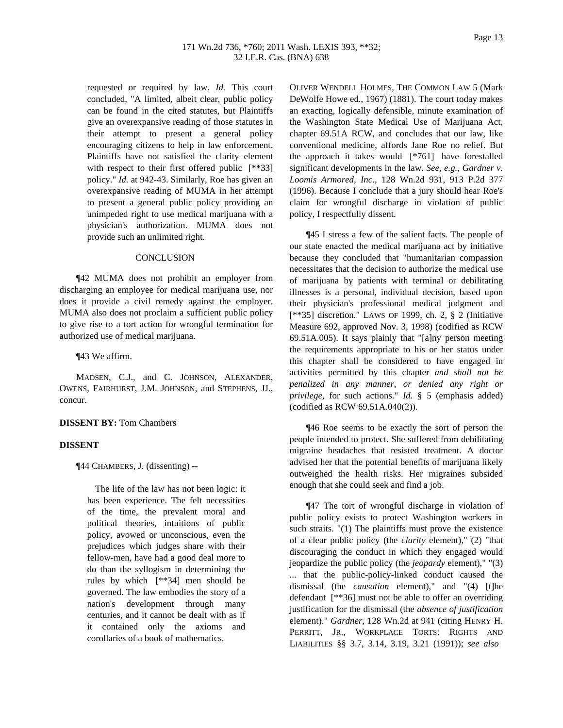requested or required by law. *Id.* This court concluded, "A limited, albeit clear, public policy can be found in the cited statutes, but Plaintiffs give an overexpansive reading of those statutes in their attempt to present a general policy encouraging citizens to help in law enforcement. Plaintiffs have not satisfied the clarity element with respect to their first offered public [**33] policy." *Id.* at 942-43. Similarly, Roe has given an overexpansive reading of MUMA in her attempt to present a general public policy providing an unimpeded right to use medical marijuana with a physician's authorization. MUMA does not provide such an unlimited right.

CONCLUSION

¶42 MUMA does not prohibit an employer from discharging an employee for medical marijuana use, nor does it provide a civil remedy against the employer. MUMA also does not proclaim a sufficient public policy to give rise to a tort action for wrongful termination for authorized use of medical marijuana.

¶43 We affirm.

MADSEN, C.J., and C. JOHNSON, ALEXANDER, OWENS, FAIRHURST, J.M. JOHNSON, and STEPHENS, JJ., concur.

**DISSENT BY:** Tom Chambers

**DISSENT**

¶44 CHAMBERS, J. (dissenting) --

> The life of the law has not been logic: it has been experience. The felt necessities of the time, the prevalent moral and political theories, intuitions of public policy, avowed or unconscious, even the prejudices which judges share with their fellow-men, have had a good deal more to do than the syllogism in determining the rules by which [**34] men should be governed. The law embodies the story of a nation's development through many centuries, and it cannot be dealt with as if it contained only the axioms and corollaries of a book of mathematics.

OLIVER WENDELL HOLMES, THE COMMON LAW 5 (Mark DeWolfe Howe ed., 1967) (1881). The court today makes an exacting, logically defensible, minute examination of the Washington State Medical Use of Marijuana Act, chapter 69.51A RCW, and concludes that our law, like conventional medicine, affords Jane Roe no relief. But the approach it takes would [*761] have forestalled significant developments in the law. *See, e.g.*, *Gardner v. Loomis Armored, Inc.*, 128 Wn.2d 931, 913 P.2d 377 (1996). Because I conclude that a jury should hear Roe's claim for wrongful discharge in violation of public policy, I respectfully dissent.

¶45 I stress a few of the salient facts. The people of our state enacted the medical marijuana act by initiative because they concluded that "humanitarian compassion necessitates that the decision to authorize the medical use of marijuana by patients with terminal or debilitating illnesses is a personal, individual decision, based upon their physician's professional medical judgment and [**35] discretion." LAWS OF 1999, ch. 2, § 2 (Initiative Measure 692, approved Nov. 3, 1998) (codified as RCW 69.51A.005). It says plainly that "[a]ny person meeting the requirements appropriate to his or her status under this chapter shall be considered to have engaged in activities permitted by this chapter *and shall not be penalized in any manner, or denied any right or privilege*, for such actions." *Id.* § 5 (emphasis added) (codified as RCW 69.51A.040(2)).

¶46 Roe seems to be exactly the sort of person the people intended to protect. She suffered from debilitating migraine headaches that resisted treatment. A doctor advised her that the potential benefits of marijuana likely outweighed the health risks. Her migraines subsided enough that she could seek and find a job.

¶47 The tort of wrongful discharge in violation of public policy exists to protect Washington workers in such straits. "(1) The plaintiffs must prove the existence of a clear public policy (the *clarity* element)," (2) "that discouraging the conduct in which they engaged would jeopardize the public policy (the *jeopardy* element)," "(3) ... that the public-policy-linked conduct caused the dismissal (the *causation* element)," and "(4) [t]he defendant [**36] must not be able to offer an overriding justification for the dismissal (the *absence of justification* element)." *Gardner*, 128 Wn.2d at 941 (citing HENRY H. PERRITT, JR., WORKPLACE TORTS: RIGHTS AND LIABILITIES §§ 3.7, 3.14, 3.19, 3.21 (1991)); *see also*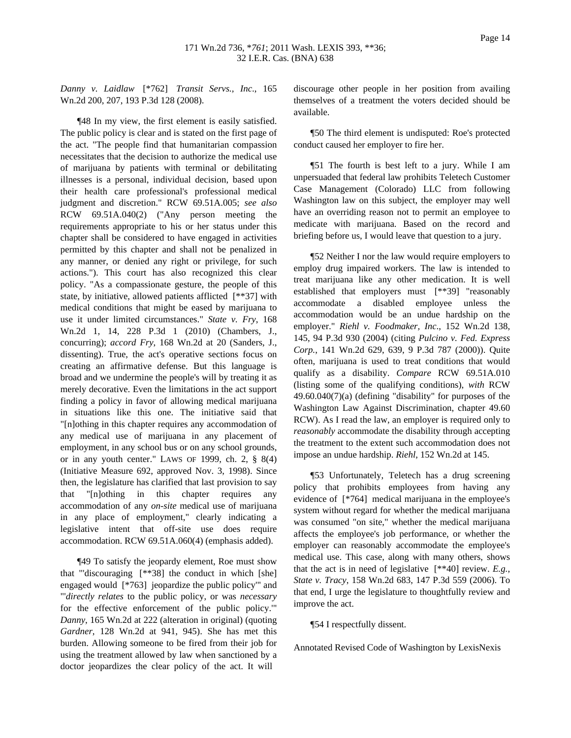*Danny v. Laidlaw* [*762] *Transit Servs., Inc.*, 165 Wn.2d 200, 207, 193 P.3d 128 (2008).

¶48 In my view, the first element is easily satisfied. The public policy is clear and is stated on the first page of the act. "The people find that humanitarian compassion necessitates that the decision to authorize the medical use of marijuana by patients with terminal or debilitating illnesses is a personal, individual decision, based upon their health care professional's professional medical judgment and discretion." RCW 69.51A.005; *see also* RCW 69.51A.040(2) ("Any person meeting the requirements appropriate to his or her status under this chapter shall be considered to have engaged in activities permitted by this chapter and shall not be penalized in any manner, or denied any right or privilege, for such actions."). This court has also recognized this clear policy. "As a compassionate gesture, the people of this state, by initiative, allowed patients afflicted [**37] with medical conditions that might be eased by marijuana to use it under limited circumstances." *State v. Fry*, 168 Wn.2d 1, 14, 228 P.3d 1 (2010) (Chambers, J., concurring); *accord Fry*, 168 Wn.2d at 20 (Sanders, J., dissenting). True, the act's operative sections focus on creating an affirmative defense. But this language is broad and we undermine the people's will by treating it as merely decorative. Even the limitations in the act support finding a policy in favor of allowing medical marijuana in situations like this one. The initiative said that "[n]othing in this chapter requires any accommodation of any medical use of marijuana in any placement of employment, in any school bus or on any school grounds, or in any youth center." LAWS OF 1999, ch. 2, § 8(4) (Initiative Measure 692, approved Nov. 3, 1998). Since then, the legislature has clarified that last provision to say that "[n]othing in this chapter requires any accommodation of any *on-site* medical use of marijuana in any place of employment," clearly indicating a legislative intent that off-site use does require accommodation. RCW 69.51A.060(4) (emphasis added).

¶49 To satisfy the jeopardy element, Roe must show that "'discouraging [**38] the conduct in which [she] engaged would [*763] jeopardize the public policy'" and "'*directly relates* to the public policy, or was *necessary* for the effective enforcement of the public policy.'" *Danny*, 165 Wn.2d at 222 (alteration in original) (quoting *Gardner*, 128 Wn.2d at 941, 945). She has met this burden. Allowing someone to be fired from their job for using the treatment allowed by law when sanctioned by a doctor jeopardizes the clear policy of the act. It will discourage other people in her position from availing themselves of a treatment the voters decided should be available.

¶50 The third element is undisputed: Roe's protected conduct caused her employer to fire her.

¶51 The fourth is best left to a jury. While I am unpersuaded that federal law prohibits Teletech Customer Case Management (Colorado) LLC from following Washington law on this subject, the employer may well have an overriding reason not to permit an employee to medicate with marijuana. Based on the record and briefing before us, I would leave that question to a jury.

¶52 Neither I nor the law would require employers to employ drug impaired workers. The law is intended to treat marijuana like any other medication. It is well established that employers must [**39] "reasonably accommodate a disabled employee unless the accommodation would be an undue hardship on the employer." *Riehl v. Foodmaker, Inc.*, 152 Wn.2d 138, 145, 94 P.3d 930 (2004) (citing *Pulcino v. Fed. Express Corp.*, 141 Wn.2d 629, 639, 9 P.3d 787 (2000)). Quite often, marijuana is used to treat conditions that would qualify as a disability. *Compare* RCW 69.51A.010 (listing some of the qualifying conditions), *with* RCW 49.60.040(7)(a) (defining "disability" for purposes of the Washington Law Against Discrimination, chapter 49.60 RCW). As I read the law, an employer is required only to *reasonably* accommodate the disability through accepting the treatment to the extent such accommodation does not impose an undue hardship. *Riehl*, 152 Wn.2d at 145.

¶53 Unfortunately, Teletech has a drug screening policy that prohibits employees from having any evidence of [*764] medical marijuana in the employee's system without regard for whether the medical marijuana was consumed "on site," whether the medical marijuana affects the employee's job performance, or whether the employer can reasonably accommodate the employee's medical use. This case, along with many others, shows that the act is in need of legislative [**40] review. *E.g.*, *State v. Tracy*, 158 Wn.2d 683, 147 P.3d 559 (2006). To that end, I urge the legislature to thoughtfully review and improve the act.

¶54 I respectfully dissent.

Annotated Revised Code of Washington by LexisNexis